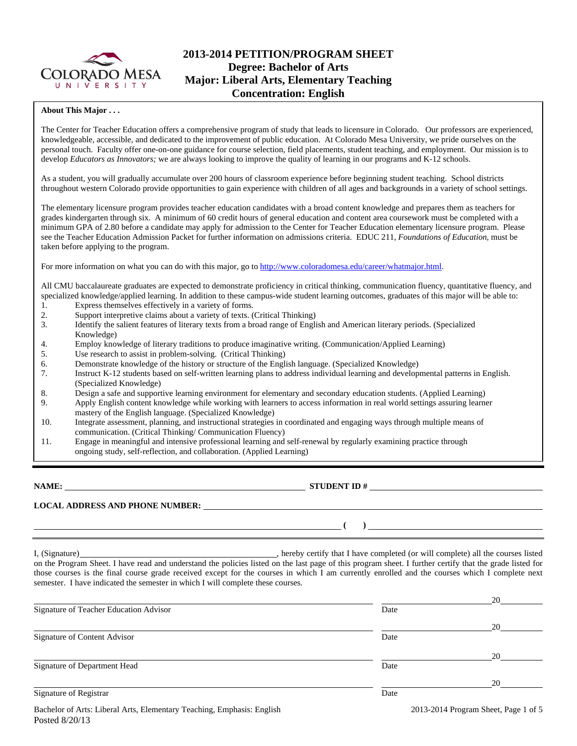# 2013-2014 PETITION/PROGRAM SHEET
## Degree: Bachelor of Arts
## Major: Liberal Arts, Elementary Teaching
## Concentration: English

**About This Major . . .**

The Center for Teacher Education offers a comprehensive program of study that leads to licensure in Colorado. Our professors are experienced, knowledgeable, accessible, and dedicated to the improvement of public education. At Colorado Mesa University, we pride ourselves on the personal touch. Faculty offer one-on-one guidance for course selection, field placements, student teaching, and employment. Our mission is to develop *Educators as Innovators;* we are always looking to improve the quality of learning in our programs and K-12 schools.

As a student, you will gradually accumulate over 200 hours of classroom experience before beginning student teaching. School districts throughout western Colorado provide opportunities to gain experience with children of all ages and backgrounds in a variety of school settings.

The elementary licensure program provides teacher education candidates with a broad content knowledge and prepares them as teachers for grades kindergarten through six. A minimum of 60 credit hours of general education and content area coursework must be completed with a minimum GPA of 2.80 before a candidate may apply for admission to the Center for Teacher Education elementary licensure program. Please see the Teacher Education Admission Packet for further information on admissions criteria. EDUC 211, *Foundations of Education,* must be taken before applying to the program.

For more information on what you can do with this major, go to http://www.coloradomesa.edu/career/whatmajor.html.

All CMU baccalaureate graduates are expected to demonstrate proficiency in critical thinking, communication fluency, quantitative fluency, and specialized knowledge/applied learning. In addition to these campus-wide student learning outcomes, graduates of this major will be able to:

1. Express themselves effectively in a variety of forms.
2. Support interpretive claims about a variety of texts. (Critical Thinking)
3. Identify the salient features of literary texts from a broad range of English and American literary periods. (Specialized Knowledge)
4. Employ knowledge of literary traditions to produce imaginative writing. (Communication/Applied Learning)
5. Use research to assist in problem-solving. (Critical Thinking)
6. Demonstrate knowledge of the history or structure of the English language. (Specialized Knowledge)
7. Instruct K-12 students based on self-written learning plans to address individual learning and developmental patterns in English. (Specialized Knowledge)
8. Design a safe and supportive learning environment for elementary and secondary education students. (Applied Learning)
9. Apply English content knowledge while working with learners to access information in real world settings assuring learner mastery of the English language. (Specialized Knowledge)
10. Integrate assessment, planning, and instructional strategies in coordinated and engaging ways through multiple means of communication. (Critical Thinking/ Communication Fluency)
11. Engage in meaningful and intensive professional learning and self-renewal by regularly examining practice through ongoing study, self-reflection, and collaboration. (Applied Learning)

---

**NAME:** ______________________________ **STUDENT ID #** ______________________________

**LOCAL ADDRESS AND PHONE NUMBER:** ______________________________

______________________________ **( )** ______________________________

I, (Signature)______________________________, hereby certify that I have completed (or will complete) all the courses listed on the Program Sheet. I have read and understand the policies listed on the last page of this program sheet. I further certify that the grade listed for those courses is the final course grade received except for the courses in which I am currently enrolled and the courses which I complete next semester. I have indicated the semester in which I will complete these courses.

______________________________ ______________ 20______
Signature of Teacher Education Advisor Date

______________________________ ______________ 20______
Signature of Content Advisor Date

______________________________ ______________ 20______
Signature of Department Head Date

______________________________ ______________ 20______
Signature of Registrar Date

Bachelor of Arts: Liberal Arts, Elementary Teaching, Emphasis: English
Posted 8/20/13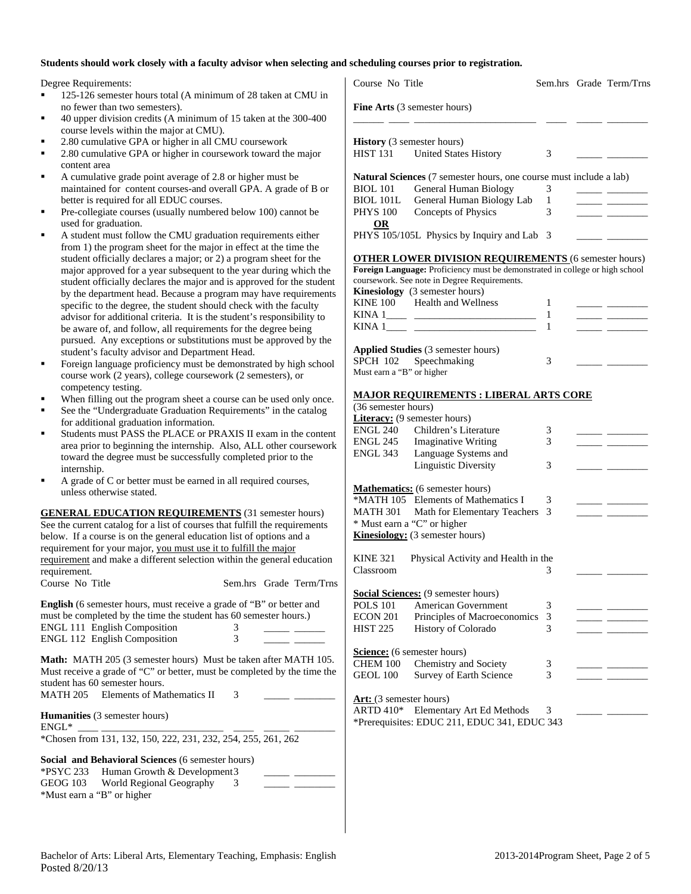**Students should work closely with a faculty advisor when selecting and scheduling courses prior to registration.**

Degree Requirements:

- 125-126 semester hours total (A minimum of 28 taken at CMU in no fewer than two semesters).
- 40 upper division credits (A minimum of 15 taken at the 300-400 course levels within the major at CMU).
- 2.80 cumulative GPA or higher in all CMU coursework
- 2.80 cumulative GPA or higher in coursework toward the major content area
- A cumulative grade point average of 2.8 or higher must be maintained for content courses-and overall GPA. A grade of B or better is required for all EDUC courses.
- Pre-collegiate courses (usually numbered below 100) cannot be used for graduation.
- A student must follow the CMU graduation requirements either from 1) the program sheet for the major in effect at the time the student officially declares a major; or 2) a program sheet for the major approved for a year subsequent to the year during which the student officially declares the major and is approved for the student by the department head. Because a program may have requirements specific to the degree, the student should check with the faculty advisor for additional criteria. It is the student's responsibility to be aware of, and follow, all requirements for the degree being pursued. Any exceptions or substitutions must be approved by the student's faculty advisor and Department Head.
- Foreign language proficiency must be demonstrated by high school course work (2 years), college coursework (2 semesters), or competency testing.
- When filling out the program sheet a course can be used only once.
- See the "Undergraduate Graduation Requirements" in the catalog for additional graduation information.
- Students must PASS the PLACE or PRAXIS II exam in the content area prior to beginning the internship. Also, ALL other coursework toward the degree must be successfully completed prior to the internship.
- A grade of C or better must be earned in all required courses, unless otherwise stated.

## GENERAL EDUCATION REQUIREMENTS (31 semester hours)

See the current catalog for a list of courses that fulfill the requirements below. If a course is on the general education list of options and a requirement for your major, you must use it to fulfill the major requirement and make a different selection within the general education requirement.

| Course No | Title | Sem.hrs | Grade | Term/Trns |
|---|---|---|---|---|
| **English** (6 semester hours, must receive a grade of "B" or better and must be completed by the time the student has 60 semester hours.) | | | | |
| ENGL 111 | English Composition | 3 | _____ | ______ |
| ENGL 112 | English Composition | 3 | _____ | ______ |
| **Math:** MATH 205 (3 semester hours) Must be taken after MATH 105. Must receive a grade of "C" or better, must be completed by the time the student has 60 semester hours. | | | | |
| MATH 205 | Elements of Mathematics II | 3 | _____ | ________ |
| **Humanities** (3 semester hours) | | | | |
| ENGL* ____ | ______________________ | ____ | _____ | ________ |
| *Chosen from 131, 132, 150, 222, 231, 232, 254, 255, 261, 262 | | | | |
| **Social and Behavioral Sciences** (6 semester hours) | | | | |
| *PSYC 233 | Human Growth & Development | 3 | _____ | ________ |
| GEOG 103 | World Regional Geography | 3 | _____ | ________ |
| *Must earn a "B" or higher | | | | |

| Course No | Title | Sem.hrs | Grade | Term/Trns |
|---|---|---|---|---|
| **Fine Arts** (3 semester hours) | | | | |
| ______ ____ | ______________________ | ____ | _____ | ________ |
| **History** (3 semester hours) | | | | |
| HIST 131 | United States History | 3 | _____ | ________ |
| **Natural Sciences** (7 semester hours, one course must include a lab) | | | | |
| BIOL 101 | General Human Biology | 3 | _____ | ________ |
| BIOL 101L | General Human Biology Lab | 1 | _____ | ________ |
| PHYS 100 | Concepts of Physics | 3 | _____ | ________ |
| **OR** | | | | |
| PHYS 105/105L | Physics by Inquiry and Lab | 3 | _____ | ________ |

## OTHER LOWER DIVISION REQUIREMENTS (6 semester hours)

**Foreign Language:** Proficiency must be demonstrated in college or high school coursework. See note in Degree Requirements.

| Course No | Title | Sem.hrs | Grade | Term/Trns |
|---|---|---|---|---|
| **Kinesiology** (3 semester hours) | | | | |
| KINE 100 | Health and Wellness | 1 | _____ | ________ |
| KINA 1____ | ______________________ | 1 | _____ | ________ |
| KINA 1____ | ______________________ | 1 | _____ | ________ |
| **Applied Studies** (3 semester hours) | | | | |
| SPCH 102 | Speechmaking | 3 | _____ | ________ |
| Must earn a "B" or higher | | | | |

## MAJOR REQUIREMENTS : LIBERAL ARTS CORE

(36 semester hours)

| Course No | Title | Sem.hrs | Grade | Term/Trns |
|---|---|---|---|---|
| **Literacy:** (9 semester hours) | | | | |
| ENGL 240 | Children's Literature | 3 | _____ | ________ |
| ENGL 245 | Imaginative Writing | 3 | _____ | ________ |
| ENGL 343 | Language Systems and Linguistic Diversity | 3 | _____ | ________ |
| **Mathematics:** (6 semester hours) | | | | |
| *MATH 105 | Elements of Mathematics I | 3 | _____ | ________ |
| MATH 301 | Math for Elementary Teachers | 3 | _____ | ________ |
| * Must earn a "C" or higher | | | | |
| **Kinesiology:** (3 semester hours) | | | | |
| KINE 321 | Physical Activity and Health in the Classroom | 3 | _____ | ________ |
| **Social Sciences:** (9 semester hours) | | | | |
| POLS 101 | American Government | 3 | _____ | ________ |
| ECON 201 | Principles of Macroeconomics | 3 | _____ | ________ |
| HIST 225 | History of Colorado | 3 | _____ | ________ |
| **Science:** (6 semester hours) | | | | |
| CHEM 100 | Chemistry and Society | 3 | _____ | ________ |
| GEOL 100 | Survey of Earth Science | 3 | _____ | ________ |
| **Art:** (3 semester hours) | | | | |
| ARTD 410* | Elementary Art Ed Methods | 3 | _____ | ________ |
| *Prerequisites: EDUC 211, EDUC 341, EDUC 343 | | | | |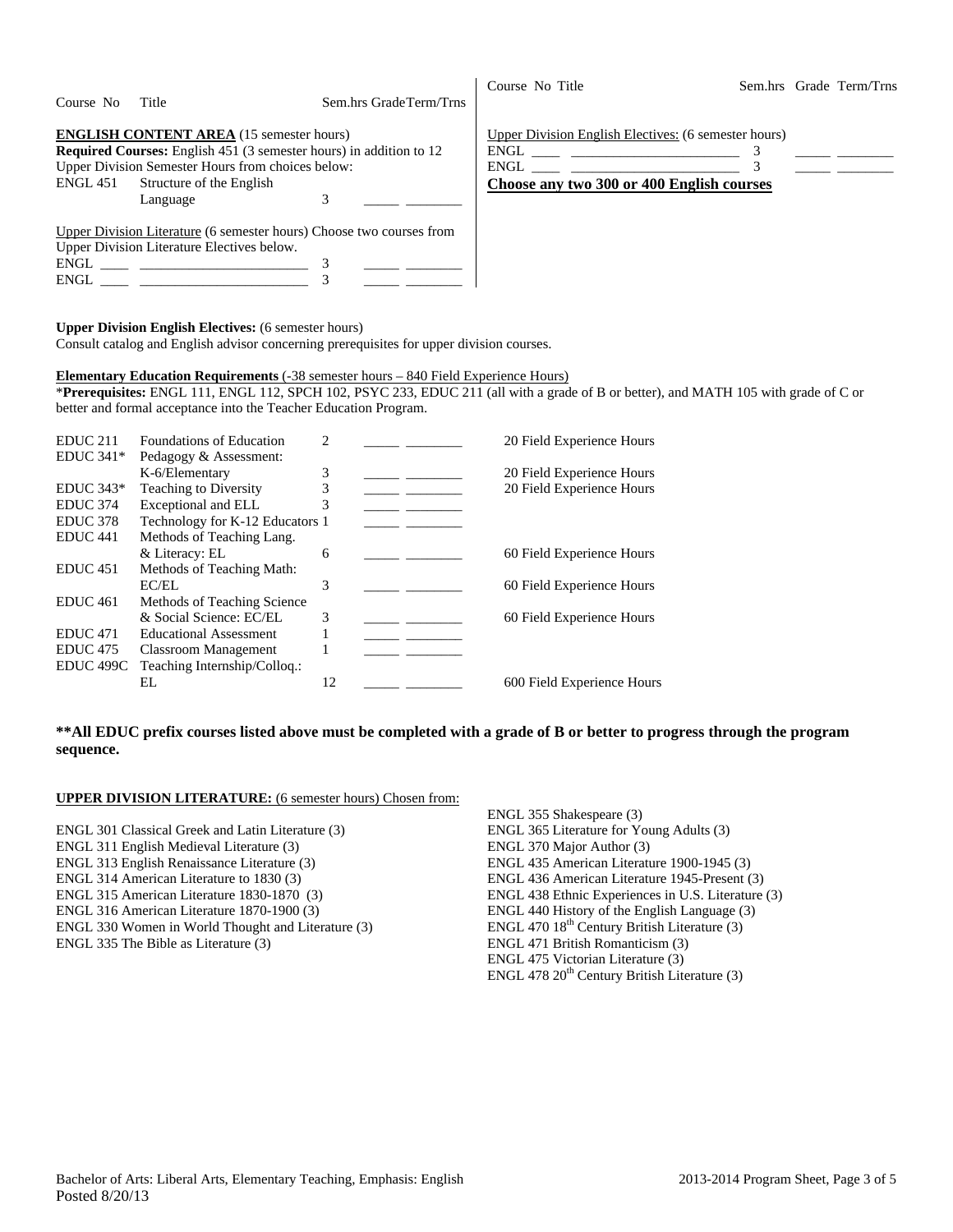| Course No | Title | Sem.hrs | Grade | Term/Trns |
|---|---|---|---|---|

**ENGLISH CONTENT AREA** (15 semester hours)
**Required Courses:** English 451 (3 semester hours) in addition to 12 Upper Division Semester Hours from choices below:

| Course No | Title | Sem.hrs | Grade | Term/Trns |
|---|---|---|---|---|
| ENGL 451 | Structure of the English Language | 3 | _____ | ________ |

Upper Division Literature (6 semester hours) Choose two courses from Upper Division Literature Electives below.

| Course No | Title | Sem.hrs | Grade | Term/Trns |
|---|---|---|---|---|
| ENGL ____ | ________________________ | 3 | _____ | ________ |
| ENGL ____ | ________________________ | 3 | _____ | ________ |

Upper Division English Electives: (6 semester hours)

| Course No | Title | Sem.hrs | Grade | Term/Trns |
|---|---|---|---|---|
| ENGL ____ | ________________________ | 3 | _____ | ________ |
| ENGL ____ | ________________________ | 3 | _____ | ________ |

**Choose any two 300 or 400 English courses**

**Upper Division English Electives:** (6 semester hours)
Consult catalog and English advisor concerning prerequisites for upper division courses.

**Elementary Education Requirements** (-38 semester hours – 840 Field Experience Hours)
\***Prerequisites:** ENGL 111, ENGL 112, SPCH 102, PSYC 233, EDUC 211 (all with a grade of B or better), and MATH 105 with grade of C or better and formal acceptance into the Teacher Education Program.

| Course No | Title | Sem.hrs | Grade | Term/Trns | Field Experience |
|---|---|---|---|---|---|
| EDUC 211 | Foundations of Education | 2 | _____ | ________ | 20 Field Experience Hours |
| EDUC 341* | Pedagogy & Assessment: K-6/Elementary | 3 | _____ | ________ | 20 Field Experience Hours |
| EDUC 343* | Teaching to Diversity | 3 | _____ | ________ | 20 Field Experience Hours |
| EDUC 374 | Exceptional and ELL | 3 | _____ | ________ | |
| EDUC 378 | Technology for K-12 Educators | 1 | _____ | ________ | |
| EDUC 441 | Methods of Teaching Lang. & Literacy: EL | 6 | _____ | ________ | 60 Field Experience Hours |
| EDUC 451 | Methods of Teaching Math: EC/EL | 3 | _____ | ________ | 60 Field Experience Hours |
| EDUC 461 | Methods of Teaching Science & Social Science: EC/EL | 3 | _____ | ________ | 60 Field Experience Hours |
| EDUC 471 | Educational Assessment | 1 | _____ | ________ | |
| EDUC 475 | Classroom Management | 1 | _____ | ________ | |
| EDUC 499C | Teaching Internship/Colloq.: EL | 12 | _____ | ________ | 600 Field Experience Hours |

**\*\*All EDUC prefix courses listed above must be completed with a grade of B or better to progress through the program sequence.**

**UPPER DIVISION LITERATURE:** (6 semester hours) Chosen from:

ENGL 301 Classical Greek and Latin Literature (3)
ENGL 311 English Medieval Literature (3)
ENGL 313 English Renaissance Literature (3)
ENGL 314 American Literature to 1830 (3)
ENGL 315 American Literature 1830-1870 (3)
ENGL 316 American Literature 1870-1900 (3)
ENGL 330 Women in World Thought and Literature (3)
ENGL 335 The Bible as Literature (3)
ENGL 355 Shakespeare (3)
ENGL 365 Literature for Young Adults (3)
ENGL 370 Major Author (3)
ENGL 435 American Literature 1900-1945 (3)
ENGL 436 American Literature 1945-Present (3)
ENGL 438 Ethnic Experiences in U.S. Literature (3)
ENGL 440 History of the English Language (3)
ENGL 470 18th Century British Literature (3)
ENGL 471 British Romanticism (3)
ENGL 475 Victorian Literature (3)
ENGL 478 20th Century British Literature (3)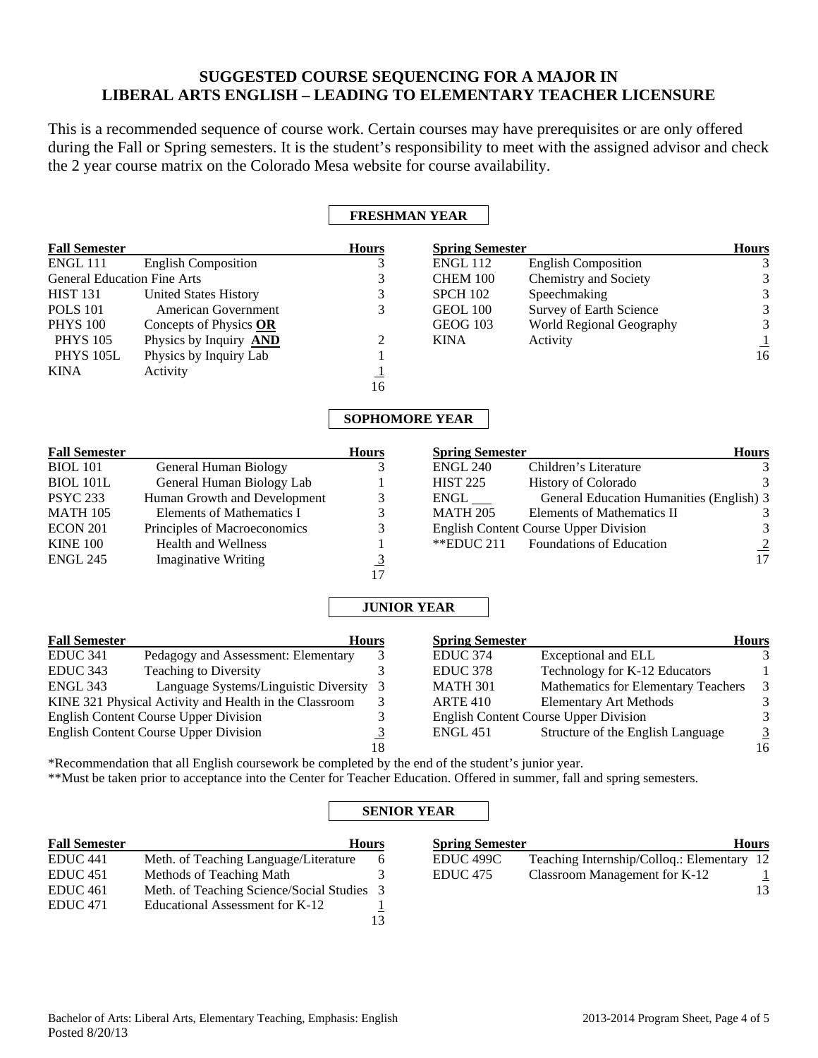# SUGGESTED COURSE SEQUENCING FOR A MAJOR IN LIBERAL ARTS ENGLISH – LEADING TO ELEMENTARY TEACHER LICENSURE

This is a recommended sequence of course work. Certain courses may have prerequisites or are only offered during the Fall or Spring semesters. It is the student's responsibility to meet with the assigned advisor and check the 2 year course matrix on the Colorado Mesa website for course availability.

## FRESHMAN YEAR

| Fall Semester | | Hours |
|---|---|---|
| ENGL 111 | English Composition | 3 |
| General Education Fine Arts | | 3 |
| HIST 131 | United States History | 3 |
| POLS 101 | American Government | 3 |
| PHYS 100 | Concepts of Physics **OR** | |
| PHYS 105 | Physics by Inquiry **AND** | 2 |
| PHYS 105L | Physics by Inquiry Lab | 1 |
| KINA | Activity | 1 |
| | | 16 |

| Spring Semester | | Hours |
|---|---|---|
| ENGL 112 | English Composition | 3 |
| CHEM 100 | Chemistry and Society | 3 |
| SPCH 102 | Speechmaking | 3 |
| GEOL 100 | Survey of Earth Science | 3 |
| GEOG 103 | World Regional Geography | 3 |
| KINA | Activity | 1 |
| | | 16 |

## SOPHOMORE YEAR

| Fall Semester | | Hours |
|---|---|---|
| BIOL 101 | General Human Biology | 3 |
| BIOL 101L | General Human Biology Lab | 1 |
| PSYC 233 | Human Growth and Development | 3 |
| MATH 105 | Elements of Mathematics I | 3 |
| ECON 201 | Principles of Macroeconomics | 3 |
| KINE 100 | Health and Wellness | 1 |
| ENGL 245 | Imaginative Writing | 3 |
| | | 17 |

| Spring Semester | | Hours |
|---|---|---|
| ENGL 240 | Children's Literature | 3 |
| HIST 225 | History of Colorado | 3 |
| ENGL ___ | General Education Humanities (English) | 3 |
| MATH 205 | Elements of Mathematics II | 3 |
| English Content Course Upper Division | | 3 |
| **EDUC 211 | Foundations of Education | 2 |
| | | 17 |

## JUNIOR YEAR

| Fall Semester | | Hours |
|---|---|---|
| EDUC 341 | Pedagogy and Assessment: Elementary | 3 |
| EDUC 343 | Teaching to Diversity | 3 |
| ENGL 343 | Language Systems/Linguistic Diversity | 3 |
| KINE 321 Physical Activity and Health in the Classroom | | 3 |
| English Content Course Upper Division | | 3 |
| English Content Course Upper Division | | 3 |
| | | 18 |

| Spring Semester | | Hours |
|---|---|---|
| EDUC 374 | Exceptional and ELL | 3 |
| EDUC 378 | Technology for K-12 Educators | 1 |
| MATH 301 | Mathematics for Elementary Teachers | 3 |
| ARTE 410 | Elementary Art Methods | 3 |
| English Content Course Upper Division | | 3 |
| ENGL 451 | Structure of the English Language | 3 |
| | | 16 |

*Recommendation that all English coursework be completed by the end of the student's junior year.

**Must be taken prior to acceptance into the Center for Teacher Education. Offered in summer, fall and spring semesters.

## SENIOR YEAR

| Fall Semester | | Hours |
|---|---|---|
| EDUC 441 | Meth. of Teaching Language/Literature | 6 |
| EDUC 451 | Methods of Teaching Math | 3 |
| EDUC 461 | Meth. of Teaching Science/Social Studies | 3 |
| EDUC 471 | Educational Assessment for K-12 | 1 |
| | | 13 |

| Spring Semester | | Hours |
|---|---|---|
| EDUC 499C | Teaching Internship/Colloq.: Elementary | 12 |
| EDUC 475 | Classroom Management for K-12 | 1 |
| | | 13 |

Bachelor of Arts: Liberal Arts, Elementary Teaching, Emphasis: English
Posted 8/20/13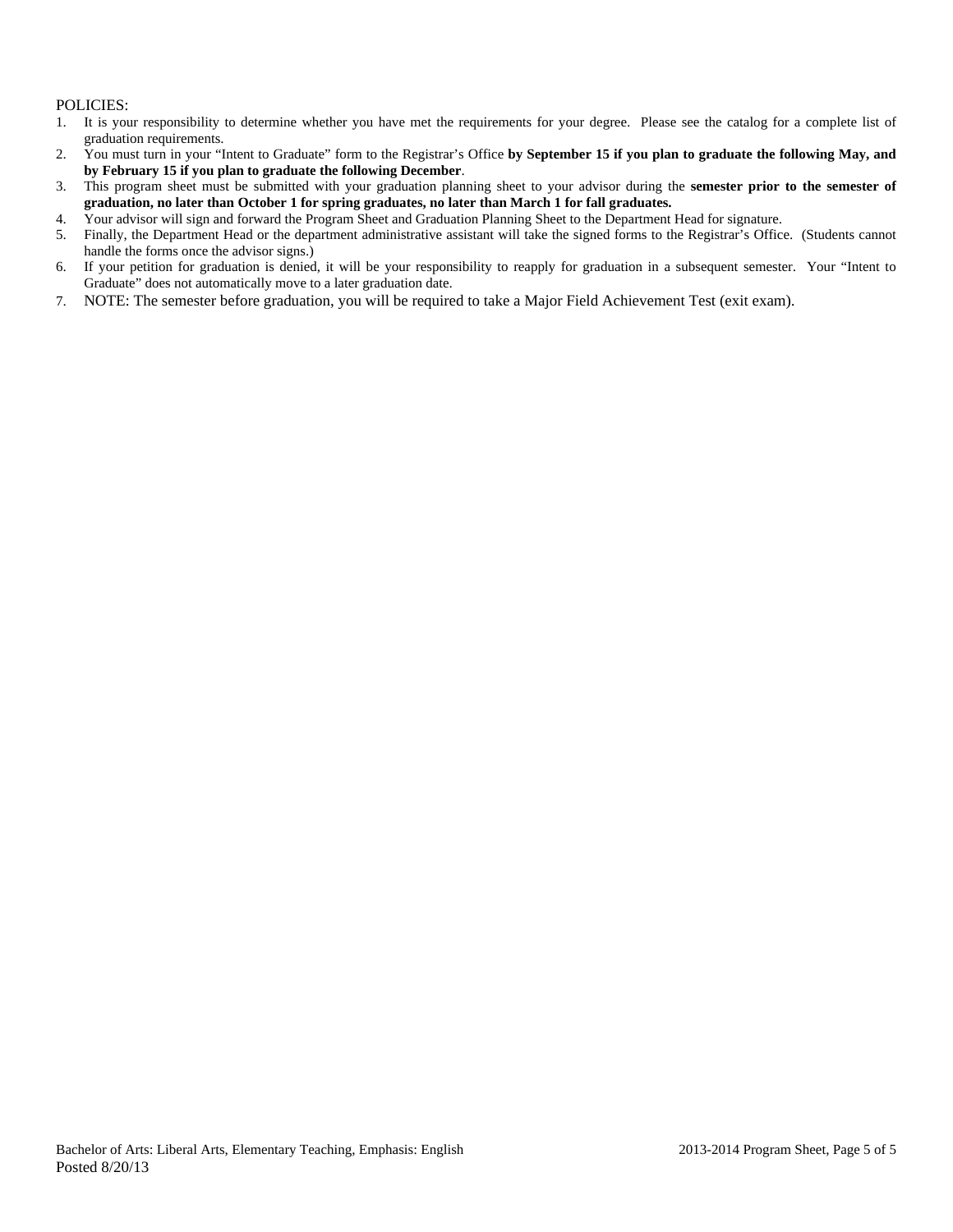POLICIES:

1. It is your responsibility to determine whether you have met the requirements for your degree. Please see the catalog for a complete list of graduation requirements.
2. You must turn in your "Intent to Graduate" form to the Registrar's Office **by September 15 if you plan to graduate the following May, and by February 15 if you plan to graduate the following December**.
3. This program sheet must be submitted with your graduation planning sheet to your advisor during the **semester prior to the semester of graduation, no later than October 1 for spring graduates, no later than March 1 for fall graduates.**
4. Your advisor will sign and forward the Program Sheet and Graduation Planning Sheet to the Department Head for signature.
5. Finally, the Department Head or the department administrative assistant will take the signed forms to the Registrar's Office. (Students cannot handle the forms once the advisor signs.)
6. If your petition for graduation is denied, it will be your responsibility to reapply for graduation in a subsequent semester. Your "Intent to Graduate" does not automatically move to a later graduation date.
7. NOTE: The semester before graduation, you will be required to take a Major Field Achievement Test (exit exam).